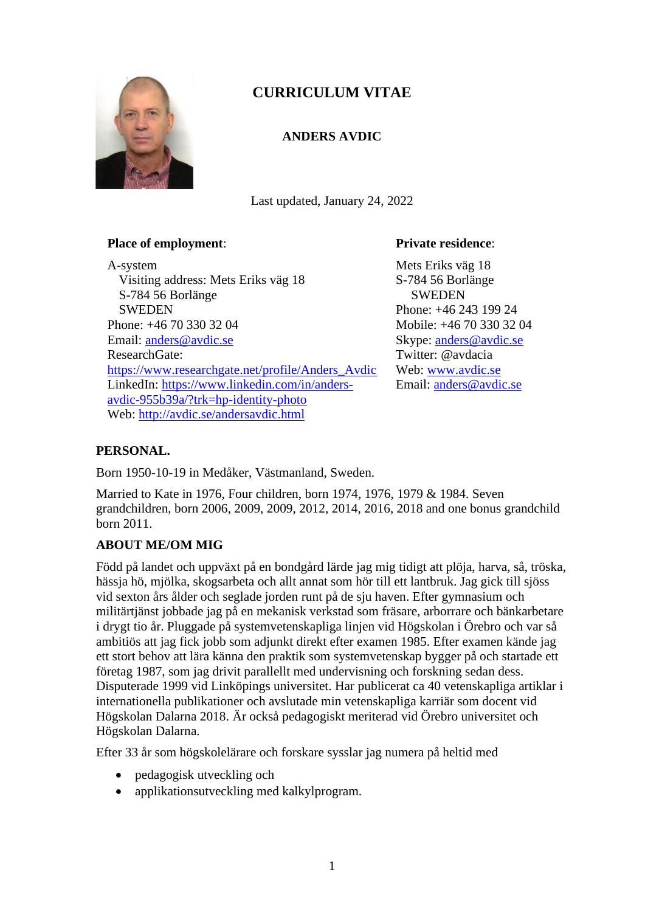# CURRICULUM VITAE

## ANDERS AVDIC

Last updated, January 24, 2022

**Place of employment**:

A-system
Visiting address: Mets Eriks väg 18
S-784 56 Borlänge
SWEDEN
Phone: +46 70 330 32 04
Email: anders@avdic.se
ResearchGate: https://www.researchgate.net/profile/Anders_Avdic
LinkedIn: https://www.linkedin.com/in/anders-avdic-955b39a/?trk=hp-identity-photo
Web: http://avdic.se/andersavdic.html

**Private residence**:

Mets Eriks väg 18
S-784 56 Borlänge
SWEDEN
Phone: +46 243 199 24
Mobile: +46 70 330 32 04
Skype: anders@avdic.se
Twitter: @avdacia
Web: www.avdic.se
Email: anders@avdic.se

### PERSONAL.

Born 1950-10-19 in Medåker, Västmanland, Sweden.

Married to Kate in 1976, Four children, born 1974, 1976, 1979 & 1984. Seven grandchildren, born 2006, 2009, 2009, 2012, 2014, 2016, 2018 and one bonus grandchild born 2011.

### ABOUT ME/OM MIG

Född på landet och uppväxt på en bondgård lärde jag mig tidigt att plöja, harva, så, tröska, hässja hö, mjölka, skogsarbeta och allt annat som hör till ett lantbruk. Jag gick till sjöss vid sexton års ålder och seglade jorden runt på de sju haven. Efter gymnasium och militärtjänst jobbade jag på en mekanisk verkstad som fräsare, arborrare och bänkarbetare i drygt tio år. Pluggade på systemvetenskapliga linjen vid Högskolan i Örebro och var så ambitiös att jag fick jobb som adjunkt direkt efter examen 1985. Efter examen kände jag ett stort behov att lära känna den praktik som systemvetenskap bygger på och startade ett företag 1987, som jag drivit parallellt med undervisning och forskning sedan dess. Disputerade 1999 vid Linköpings universitet. Har publicerat ca 40 vetenskapliga artiklar i internationella publikationer och avslutade min vetenskapliga karriär som docent vid Högskolan Dalarna 2018. Är också pedagogiskt meriterad vid Örebro universitet och Högskolan Dalarna.

Efter 33 år som högskolelärare och forskare sysslar jag numera på heltid med

- pedagogisk utveckling och
- applikationsutveckling med kalkylprogram.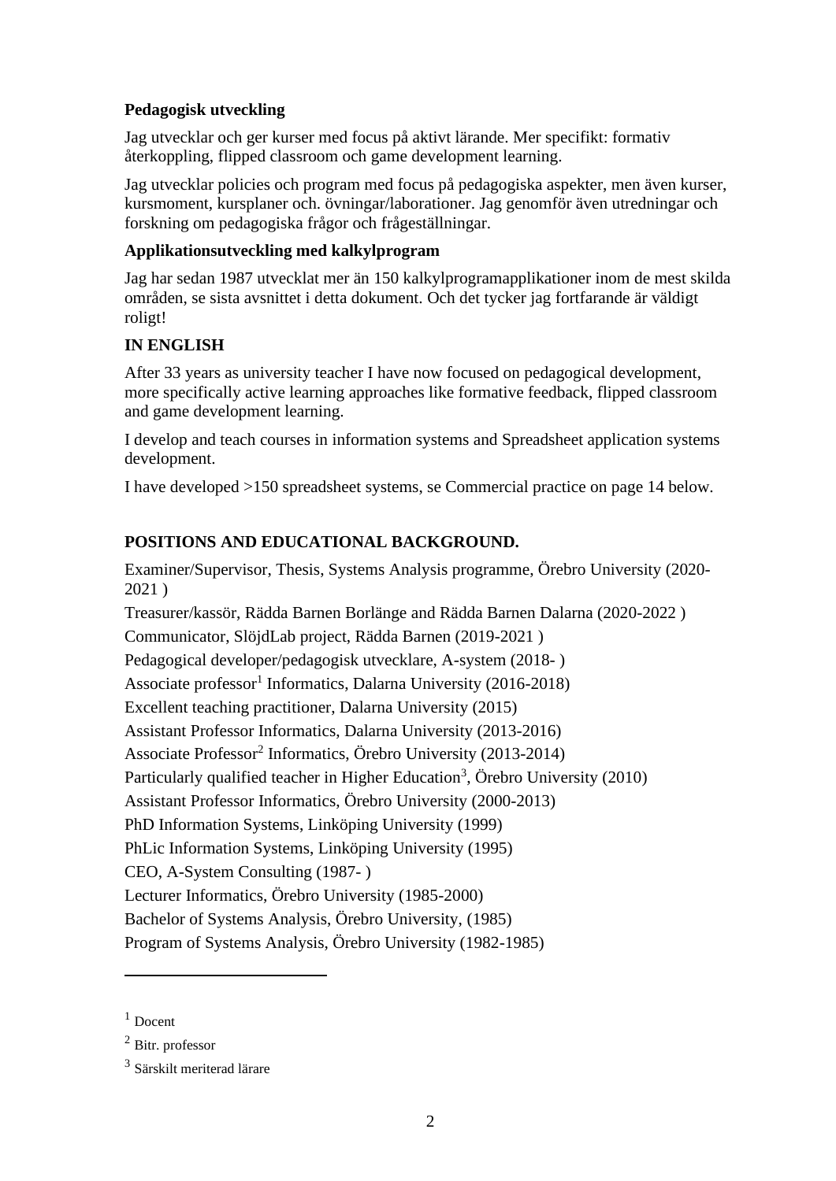**Pedagogisk utveckling**

Jag utvecklar och ger kurser med focus på aktivt lärande. Mer specifikt: formativ återkoppling, flipped classroom och game development learning.

Jag utvecklar policies och program med focus på pedagogiska aspekter, men även kurser, kursmoment, kursplaner och. övningar/laborationer. Jag genomför även utredningar och forskning om pedagogiska frågor och frågeställningar.

**Applikationsutveckling med kalkylprogram**

Jag har sedan 1987 utvecklat mer än 150 kalkylprogramapplikationer inom de mest skilda områden, se sista avsnittet i detta dokument. Och det tycker jag fortfarande är väldigt roligt!

**IN ENGLISH**

After 33 years as university teacher I have now focused on pedagogical development, more specifically active learning approaches like formative feedback, flipped classroom and game development learning.

I develop and teach courses in information systems and Spreadsheet application systems development.

I have developed >150 spreadsheet systems, se Commercial practice on page 14 below.

**POSITIONS AND EDUCATIONAL BACKGROUND.**

Examiner/Supervisor, Thesis, Systems Analysis programme, Örebro University (2020-2021 )

Treasurer/kassör, Rädda Barnen Borlänge and Rädda Barnen Dalarna (2020-2022 )

Communicator, SlöjdLab project, Rädda Barnen (2019-2021 )

Pedagogical developer/pedagogisk utvecklare, A-system (2018- )

Associate professor[1] Informatics, Dalarna University (2016-2018)

Excellent teaching practitioner, Dalarna University (2015)

Assistant Professor Informatics, Dalarna University (2013-2016)

Associate Professor[2] Informatics, Örebro University (2013-2014)

Particularly qualified teacher in Higher Education[3], Örebro University (2010)

Assistant Professor Informatics, Örebro University (2000-2013)

PhD Information Systems, Linköping University (1999)

PhLic Information Systems, Linköping University (1995)

CEO, A-System Consulting (1987- )

Lecturer Informatics, Örebro University (1985-2000)

Bachelor of Systems Analysis, Örebro University, (1985)

Program of Systems Analysis, Örebro University (1982-1985)

---

[1] Docent

[2] Bitr. professor

[3] Särskilt meriterad lärare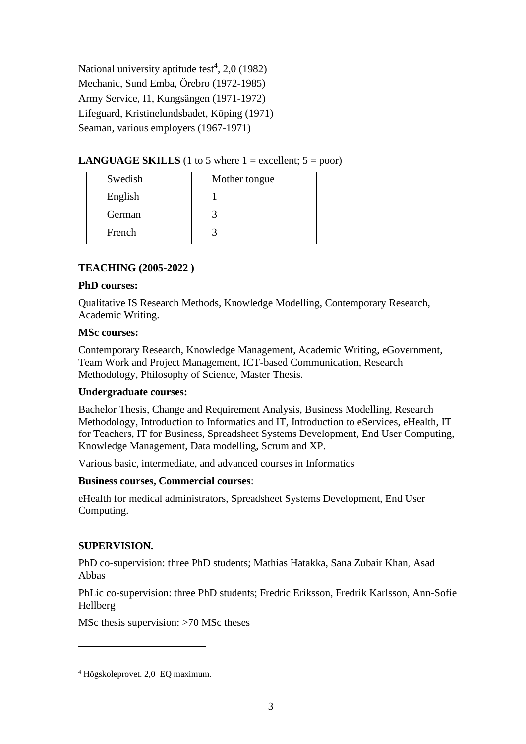National university aptitude test[4], 2,0 (1982)
Mechanic, Sund Emba, Örebro (1972-1985)
Army Service, I1, Kungsängen (1971-1972)
Lifeguard, Kristinelundsbadet, Köping (1971)
Seaman, various employers (1967-1971)

**LANGUAGE SKILLS** (1 to 5 where 1 = excellent; 5 = poor)

| Swedish | Mother tongue |
|---|---|
| English | 1 |
| German | 3 |
| French | 3 |

**TEACHING (2005-2022 )**

**PhD courses:**

Qualitative IS Research Methods, Knowledge Modelling, Contemporary Research, Academic Writing.

**MSc courses:**

Contemporary Research, Knowledge Management, Academic Writing, eGovernment, Team Work and Project Management, ICT-based Communication, Research Methodology, Philosophy of Science, Master Thesis.

**Undergraduate courses:**

Bachelor Thesis, Change and Requirement Analysis, Business Modelling, Research Methodology, Introduction to Informatics and IT, Introduction to eServices, eHealth, IT for Teachers, IT for Business, Spreadsheet Systems Development, End User Computing, Knowledge Management, Data modelling, Scrum and XP.

Various basic, intermediate, and advanced courses in Informatics

**Business courses, Commercial courses**:

eHealth for medical administrators, Spreadsheet Systems Development, End User Computing.

**SUPERVISION.**

PhD co-supervision: three PhD students; Mathias Hatakka, Sana Zubair Khan, Asad Abbas

PhLic co-supervision: three PhD students; Fredric Eriksson, Fredrik Karlsson, Ann-Sofie Hellberg

MSc thesis supervision: >70 MSc theses

---

[4] Högskoleprovet. 2,0 EQ maximum.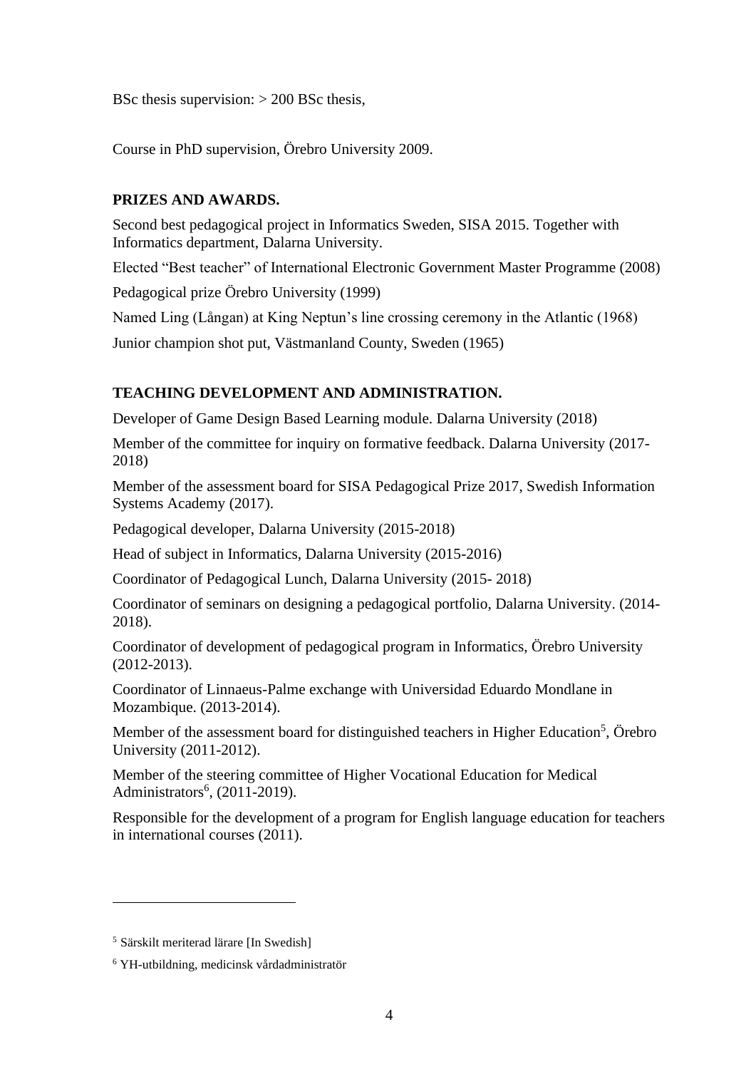BSc thesis supervision: > 200 BSc thesis,

Course in PhD supervision, Örebro University 2009.

## PRIZES AND AWARDS.

Second best pedagogical project in Informatics Sweden, SISA 2015. Together with Informatics department, Dalarna University.

Elected "Best teacher" of International Electronic Government Master Programme (2008)

Pedagogical prize Örebro University (1999)

Named Ling (Långan) at King Neptun's line crossing ceremony in the Atlantic (1968)

Junior champion shot put, Västmanland County, Sweden (1965)

## TEACHING DEVELOPMENT AND ADMINISTRATION.

Developer of Game Design Based Learning module. Dalarna University (2018)

Member of the committee for inquiry on formative feedback. Dalarna University (2017-2018)

Member of the assessment board for SISA Pedagogical Prize 2017, Swedish Information Systems Academy (2017).

Pedagogical developer, Dalarna University (2015-2018)

Head of subject in Informatics, Dalarna University (2015-2016)

Coordinator of Pedagogical Lunch, Dalarna University (2015- 2018)

Coordinator of seminars on designing a pedagogical portfolio, Dalarna University. (2014-2018).

Coordinator of development of pedagogical program in Informatics, Örebro University (2012-2013).

Coordinator of Linnaeus-Palme exchange with Universidad Eduardo Mondlane in Mozambique. (2013-2014).

Member of the assessment board for distinguished teachers in Higher Education[5], Örebro University (2011-2012).

Member of the steering committee of Higher Vocational Education for Medical Administrators[6], (2011-2019).

Responsible for the development of a program for English language education for teachers in international courses (2011).

---

[5] Särskilt meriterad lärare [In Swedish]

[6] YH-utbildning, medicinsk vårdadministratör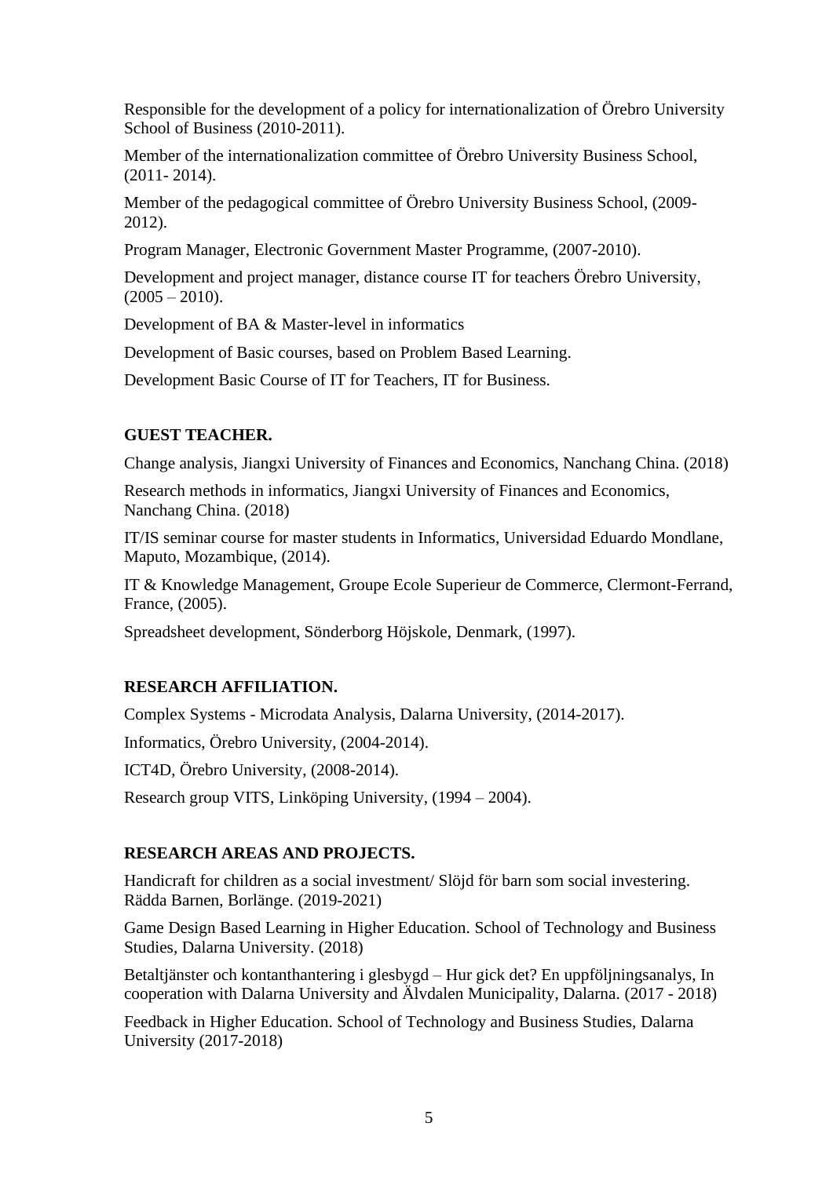Responsible for the development of a policy for internationalization of Örebro University School of Business (2010-2011).

Member of the internationalization committee of Örebro University Business School, (2011- 2014).

Member of the pedagogical committee of Örebro University Business School, (2009-2012).

Program Manager, Electronic Government Master Programme, (2007-2010).

Development and project manager, distance course IT for teachers Örebro University, (2005 – 2010).

Development of BA & Master-level in informatics

Development of Basic courses, based on Problem Based Learning.

Development Basic Course of IT for Teachers, IT for Business.

## GUEST TEACHER.

Change analysis, Jiangxi University of Finances and Economics, Nanchang China. (2018)

Research methods in informatics, Jiangxi University of Finances and Economics, Nanchang China. (2018)

IT/IS seminar course for master students in Informatics, Universidad Eduardo Mondlane, Maputo, Mozambique, (2014).

IT & Knowledge Management, Groupe Ecole Superieur de Commerce, Clermont-Ferrand, France, (2005).

Spreadsheet development, Sönderborg Höjskole, Denmark, (1997).

## RESEARCH AFFILIATION.

Complex Systems - Microdata Analysis, Dalarna University, (2014-2017).

Informatics, Örebro University, (2004-2014).

ICT4D, Örebro University, (2008-2014).

Research group VITS, Linköping University, (1994 – 2004).

## RESEARCH AREAS AND PROJECTS.

Handicraft for children as a social investment/ Slöjd för barn som social investering. Rädda Barnen, Borlänge. (2019-2021)

Game Design Based Learning in Higher Education. School of Technology and Business Studies, Dalarna University. (2018)

Betaltjänster och kontanthantering i glesbygd – Hur gick det? En uppföljningsanalys, In cooperation with Dalarna University and Älvdalen Municipality, Dalarna. (2017 - 2018)

Feedback in Higher Education. School of Technology and Business Studies, Dalarna University (2017-2018)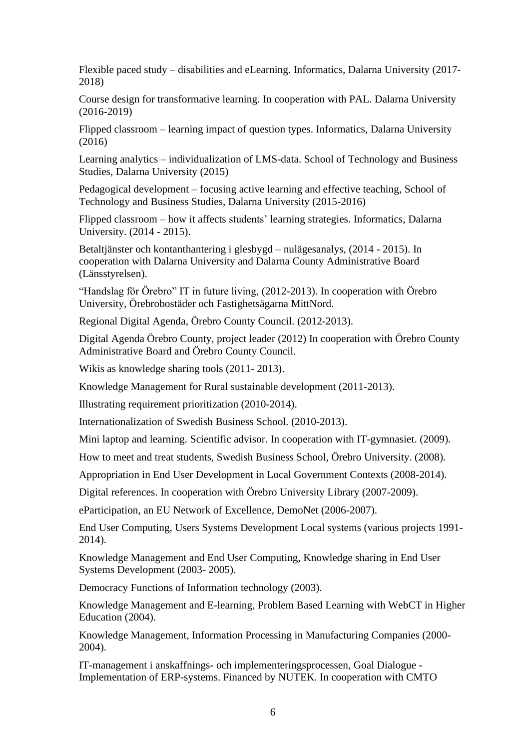Flexible paced study – disabilities and eLearning. Informatics, Dalarna University (2017-2018)

Course design for transformative learning. In cooperation with PAL. Dalarna University (2016-2019)

Flipped classroom – learning impact of question types. Informatics, Dalarna University (2016)

Learning analytics – individualization of LMS-data. School of Technology and Business Studies, Dalarna University (2015)

Pedagogical development – focusing active learning and effective teaching, School of Technology and Business Studies, Dalarna University (2015-2016)

Flipped classroom – how it affects students' learning strategies. Informatics, Dalarna University. (2014 - 2015).

Betaltjänster och kontanthantering i glesbygd – nulägesanalys, (2014 - 2015). In cooperation with Dalarna University and Dalarna County Administrative Board (Länsstyrelsen).

"Handslag för Örebro" IT in future living, (2012-2013). In cooperation with Örebro University, Örebrobostäder och Fastighetsägarna MittNord.

Regional Digital Agenda, Örebro County Council. (2012-2013).

Digital Agenda Örebro County, project leader (2012) In cooperation with Örebro County Administrative Board and Örebro County Council.

Wikis as knowledge sharing tools (2011- 2013).

Knowledge Management for Rural sustainable development (2011-2013).

Illustrating requirement prioritization (2010-2014).

Internationalization of Swedish Business School. (2010-2013).

Mini laptop and learning. Scientific advisor. In cooperation with IT-gymnasiet. (2009).

How to meet and treat students, Swedish Business School, Örebro University. (2008).

Appropriation in End User Development in Local Government Contexts (2008-2014).

Digital references. In cooperation with Örebro University Library (2007-2009).

eParticipation, an EU Network of Excellence, DemoNet (2006-2007).

End User Computing, Users Systems Development Local systems (various projects 1991-2014).

Knowledge Management and End User Computing, Knowledge sharing in End User Systems Development (2003- 2005).

Democracy Functions of Information technology (2003).

Knowledge Management and E-learning, Problem Based Learning with WebCT in Higher Education (2004).

Knowledge Management, Information Processing in Manufacturing Companies (2000-2004).

IT-management i anskaffnings- och implementeringsprocessen, Goal Dialogue - Implementation of ERP-systems. Financed by NUTEK. In cooperation with CMTO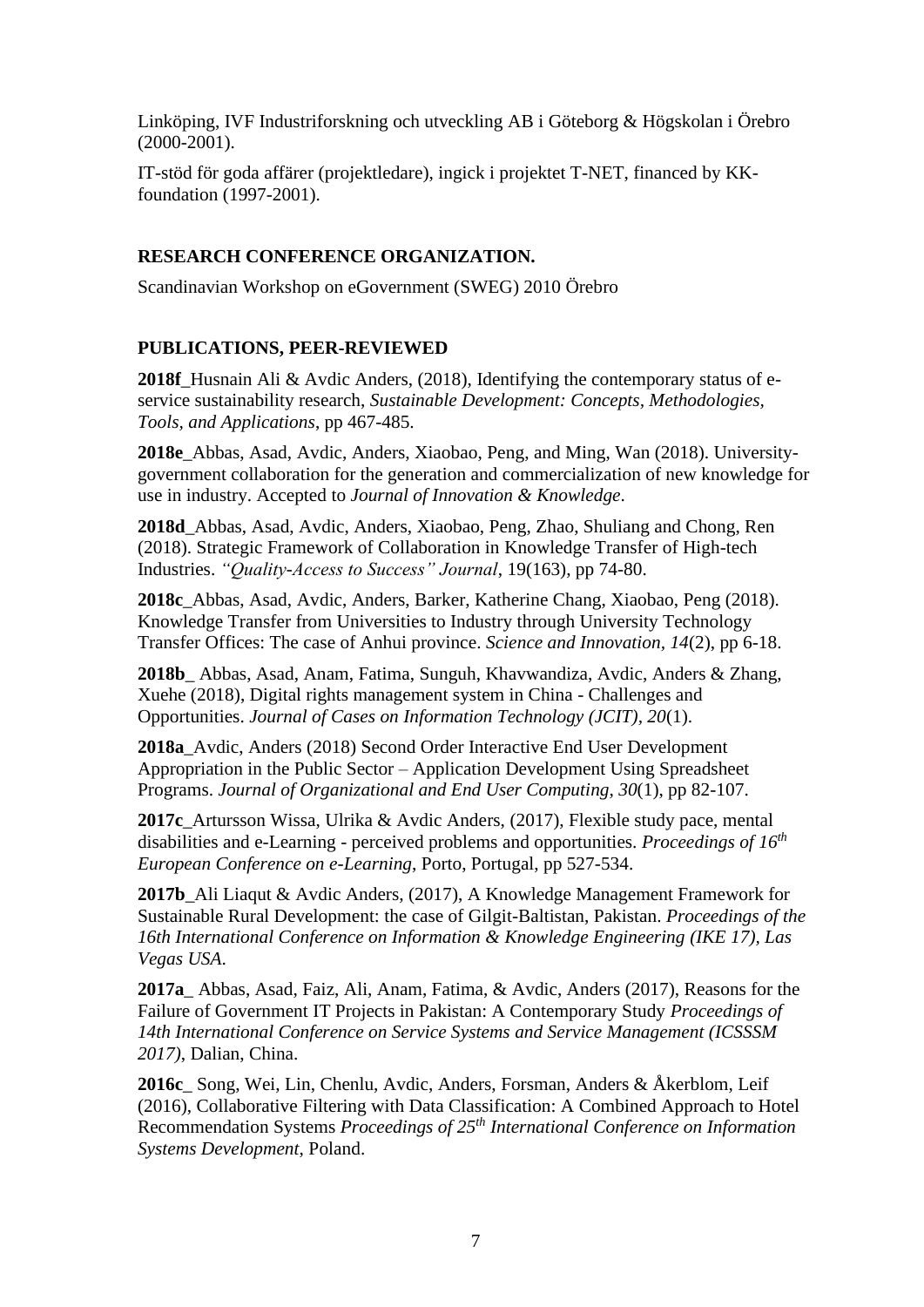Linköping, IVF Industriforskning och utveckling AB i Göteborg & Högskolan i Örebro (2000-2001).

IT-stöd för goda affärer (projektledare), ingick i projektet T-NET, financed by KK-foundation (1997-2001).

**RESEARCH CONFERENCE ORGANIZATION.**

Scandinavian Workshop on eGovernment (SWEG) 2010 Örebro

**PUBLICATIONS, PEER-REVIEWED**

**2018f**_Husnain Ali & Avdic Anders, (2018), Identifying the contemporary status of e-service sustainability research, *Sustainable Development: Concepts, Methodologies, Tools, and Applications*, pp 467-485.

**2018e**_Abbas, Asad, Avdic, Anders, Xiaobao, Peng, and Ming, Wan (2018). University-government collaboration for the generation and commercialization of new knowledge for use in industry. Accepted to *Journal of Innovation & Knowledge*.

**2018d**_Abbas, Asad, Avdic, Anders, Xiaobao, Peng, Zhao, Shuliang and Chong, Ren (2018). Strategic Framework of Collaboration in Knowledge Transfer of High-tech Industries. *"Quality-Access to Success" Journal*, 19(163), pp 74-80.

**2018c**_Abbas, Asad, Avdic, Anders, Barker, Katherine Chang, Xiaobao, Peng (2018). Knowledge Transfer from Universities to Industry through University Technology Transfer Offices: The case of Anhui province. *Science and Innovation, 14*(2), pp 6-18.

**2018b**_ Abbas, Asad, Anam, Fatima, Sunguh, Khavwandiza, Avdic, Anders & Zhang, Xuehe (2018), Digital rights management system in China - Challenges and Opportunities. *Journal of Cases on Information Technology (JCIT), 20*(1).

**2018a**_Avdic, Anders (2018) Second Order Interactive End User Development Appropriation in the Public Sector – Application Development Using Spreadsheet Programs. *Journal of Organizational and End User Computing, 30*(1), pp 82-107.

**2017c**_Artursson Wissa, Ulrika & Avdic Anders, (2017), Flexible study pace, mental disabilities and e-Learning - perceived problems and opportunities. *Proceedings of 16th European Conference on e-Learning*, Porto, Portugal, pp 527-534.

**2017b**_Ali Liaqut & Avdic Anders, (2017), A Knowledge Management Framework for Sustainable Rural Development: the case of Gilgit-Baltistan, Pakistan. *Proceedings of the 16th International Conference on Information & Knowledge Engineering (IKE 17), Las Vegas USA.*

**2017a**_ Abbas, Asad, Faiz, Ali, Anam, Fatima, & Avdic, Anders (2017), Reasons for the Failure of Government IT Projects in Pakistan: A Contemporary Study *Proceedings of 14th International Conference on Service Systems and Service Management (ICSSSM 2017)*, Dalian, China.

**2016c**_ Song, Wei, Lin, Chenlu, Avdic, Anders, Forsman, Anders & Åkerblom, Leif (2016), Collaborative Filtering with Data Classification: A Combined Approach to Hotel Recommendation Systems *Proceedings of 25th International Conference on Information Systems Development*, Poland.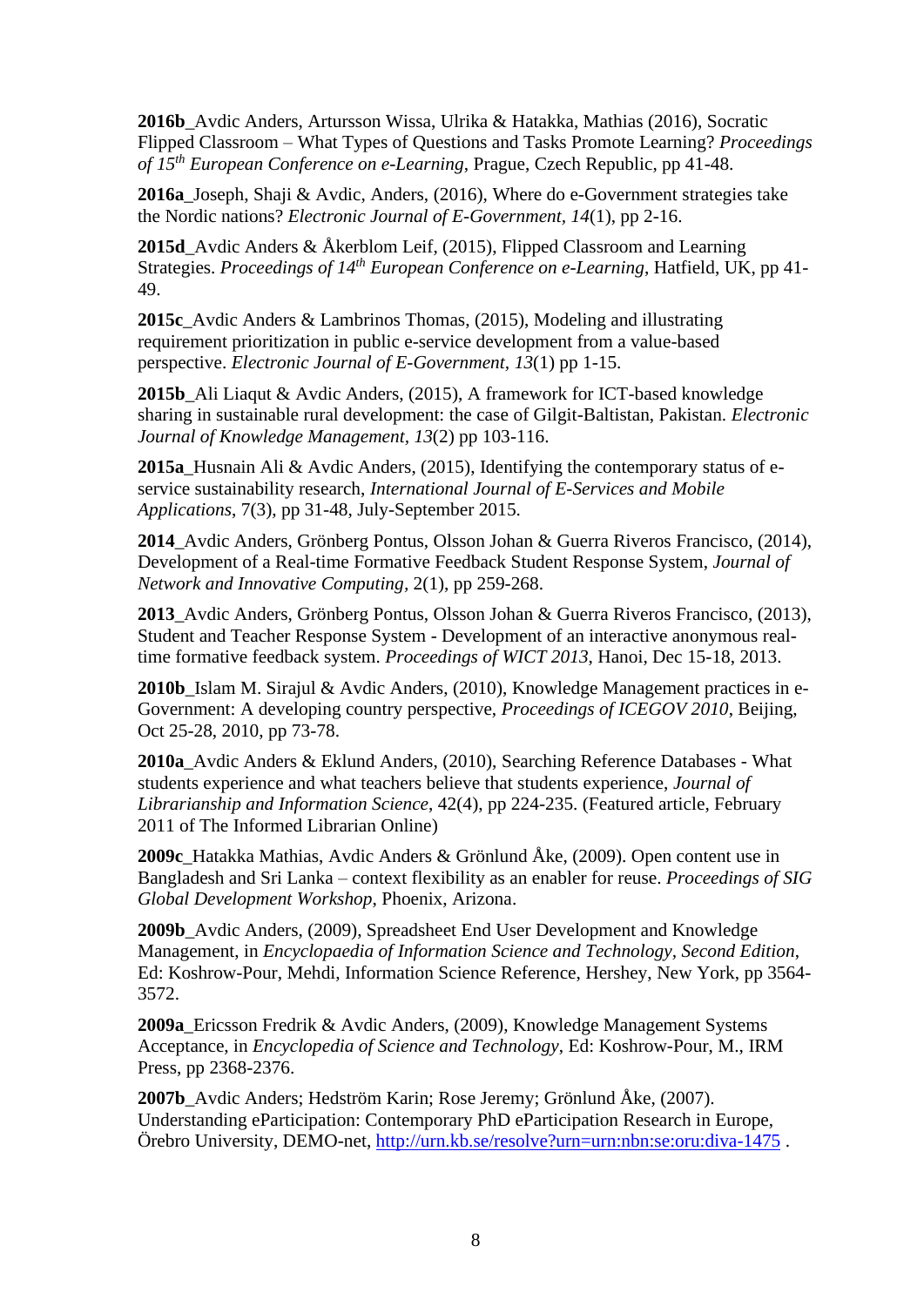**2016b**_Avdic Anders, Artursson Wissa, Ulrika & Hatakka, Mathias (2016), Socratic Flipped Classroom – What Types of Questions and Tasks Promote Learning? *Proceedings of 15th European Conference on e-Learning*, Prague, Czech Republic, pp 41-48.

**2016a**_Joseph, Shaji & Avdic, Anders, (2016), Where do e-Government strategies take the Nordic nations? *Electronic Journal of E-Government*, *14*(1), pp 2-16.

**2015d**_Avdic Anders & Åkerblom Leif, (2015), Flipped Classroom and Learning Strategies. *Proceedings of 14th European Conference on e-Learning*, Hatfield, UK, pp 41-49.

**2015c**_Avdic Anders & Lambrinos Thomas, (2015), Modeling and illustrating requirement prioritization in public e-service development from a value-based perspective. *Electronic Journal of E-Government*, *13*(1) pp 1-15.

**2015b**_Ali Liaqut & Avdic Anders, (2015), A framework for ICT-based knowledge sharing in sustainable rural development: the case of Gilgit-Baltistan, Pakistan. *Electronic Journal of Knowledge Management*, *13*(2) pp 103-116.

**2015a**_Husnain Ali & Avdic Anders, (2015), Identifying the contemporary status of e-service sustainability research, *International Journal of E-Services and Mobile Applications*, 7(3), pp 31-48, July-September 2015.

**2014**_Avdic Anders, Grönberg Pontus, Olsson Johan & Guerra Riveros Francisco, (2014), Development of a Real-time Formative Feedback Student Response System, *Journal of Network and Innovative Computing*, 2(1), pp 259-268.

**2013**_Avdic Anders, Grönberg Pontus, Olsson Johan & Guerra Riveros Francisco, (2013), Student and Teacher Response System - Development of an interactive anonymous real-time formative feedback system. *Proceedings of WICT 2013*, Hanoi, Dec 15-18, 2013.

**2010b**_Islam M. Sirajul & Avdic Anders, (2010), Knowledge Management practices in e-Government: A developing country perspective, *Proceedings of ICEGOV 2010*, Beijing, Oct 25-28, 2010, pp 73-78.

**2010a**_Avdic Anders & Eklund Anders, (2010), Searching Reference Databases - What students experience and what teachers believe that students experience, *Journal of Librarianship and Information Science*, 42(4), pp 224-235. (Featured article, February 2011 of The Informed Librarian Online)

**2009c**_Hatakka Mathias, Avdic Anders & Grönlund Åke, (2009). Open content use in Bangladesh and Sri Lanka – context flexibility as an enabler for reuse. *Proceedings of SIG Global Development Workshop*, Phoenix, Arizona.

**2009b**_Avdic Anders, (2009), Spreadsheet End User Development and Knowledge Management, in *Encyclopaedia of Information Science and Technology, Second Edition*, Ed: Koshrow-Pour, Mehdi, Information Science Reference, Hershey, New York, pp 3564-3572.

**2009a**_Ericsson Fredrik & Avdic Anders, (2009), Knowledge Management Systems Acceptance, in *Encyclopedia of Science and Technology*, Ed: Koshrow-Pour, M., IRM Press, pp 2368-2376.

**2007b**_Avdic Anders; Hedström Karin; Rose Jeremy; Grönlund Åke, (2007). Understanding eParticipation: Contemporary PhD eParticipation Research in Europe, Örebro University, DEMO-net, http://urn.kb.se/resolve?urn=urn:nbn:se:oru:diva-1475 .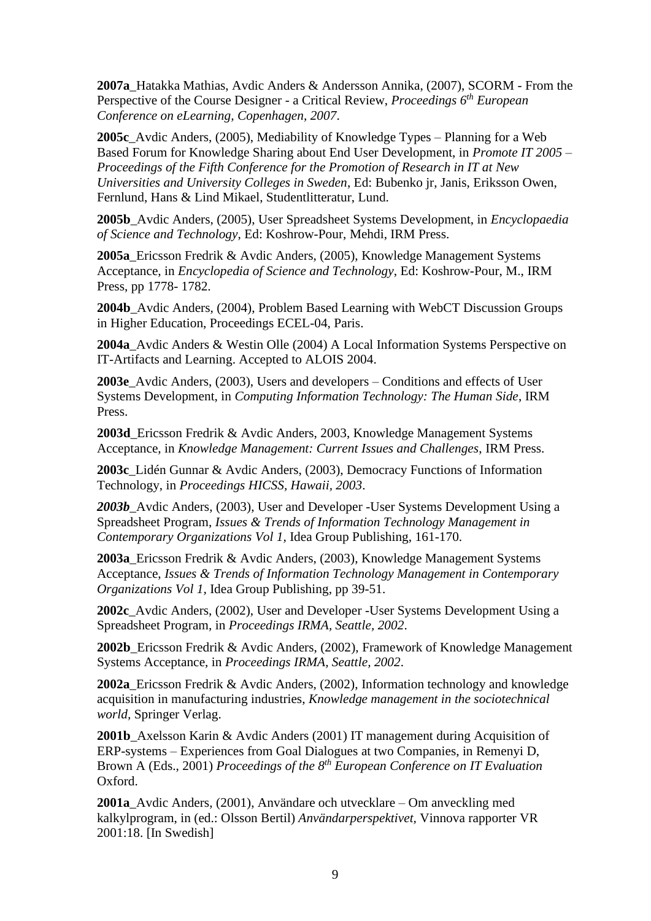**2007a**_Hatakka Mathias, Avdic Anders & Andersson Annika, (2007), SCORM - From the Perspective of the Course Designer - a Critical Review, *Proceedings 6th European Conference on eLearning, Copenhagen, 2007*.

**2005c**_Avdic Anders, (2005), Mediability of Knowledge Types – Planning for a Web Based Forum for Knowledge Sharing about End User Development, in *Promote IT 2005 – Proceedings of the Fifth Conference for the Promotion of Research in IT at New Universities and University Colleges in Sweden*, Ed: Bubenko jr, Janis, Eriksson Owen, Fernlund, Hans & Lind Mikael, Studentlitteratur, Lund.

**2005b**_Avdic Anders, (2005), User Spreadsheet Systems Development, in *Encyclopaedia of Science and Technology*, Ed: Koshrow-Pour, Mehdi, IRM Press.

**2005a**_Ericsson Fredrik & Avdic Anders, (2005), Knowledge Management Systems Acceptance, in *Encyclopedia of Science and Technology*, Ed: Koshrow-Pour, M., IRM Press, pp 1778- 1782.

**2004b**_Avdic Anders, (2004), Problem Based Learning with WebCT Discussion Groups in Higher Education, Proceedings ECEL-04, Paris.

**2004a**_Avdic Anders & Westin Olle (2004) A Local Information Systems Perspective on IT-Artifacts and Learning. Accepted to ALOIS 2004.

**2003e**_Avdic Anders, (2003), Users and developers – Conditions and effects of User Systems Development, in *Computing Information Technology: The Human Side*, IRM Press.

**2003d**_Ericsson Fredrik & Avdic Anders, 2003, Knowledge Management Systems Acceptance, in *Knowledge Management: Current Issues and Challenges*, IRM Press.

**2003c**_Lidén Gunnar & Avdic Anders, (2003), Democracy Functions of Information Technology, in *Proceedings HICSS, Hawaii, 2003*.

***2003b***_Avdic Anders, (2003), User and Developer -User Systems Development Using a Spreadsheet Program, *Issues & Trends of Information Technology Management in Contemporary Organizations Vol 1*, Idea Group Publishing, 161-170.

**2003a**_Ericsson Fredrik & Avdic Anders, (2003), Knowledge Management Systems Acceptance, *Issues & Trends of Information Technology Management in Contemporary Organizations Vol 1*, Idea Group Publishing, pp 39-51.

**2002c**_Avdic Anders, (2002), User and Developer -User Systems Development Using a Spreadsheet Program, in *Proceedings IRMA, Seattle, 2002*.

**2002b**_Ericsson Fredrik & Avdic Anders, (2002), Framework of Knowledge Management Systems Acceptance, in *Proceedings IRMA, Seattle, 2002*.

**2002a**_Ericsson Fredrik & Avdic Anders, (2002), Information technology and knowledge acquisition in manufacturing industries, *Knowledge management in the sociotechnical world*, Springer Verlag.

**2001b**_Axelsson Karin & Avdic Anders (2001) IT management during Acquisition of ERP-systems – Experiences from Goal Dialogues at two Companies, in Remenyi D, Brown A (Eds., 2001) *Proceedings of the 8th European Conference on IT Evaluation* Oxford.

**2001a**_Avdic Anders, (2001), Användare och utvecklare – Om anveckling med kalkylprogram, in (ed.: Olsson Bertil) *Användarperspektivet*, Vinnova rapporter VR 2001:18. [In Swedish]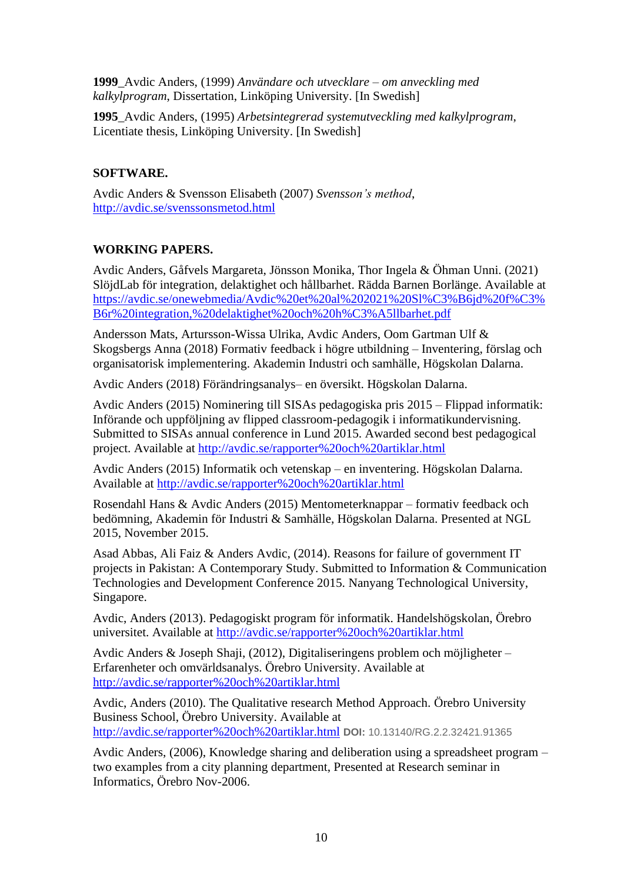**1999**_Avdic Anders, (1999) *Användare och utvecklare – om anveckling med kalkylprogram*, Dissertation, Linköping University. [In Swedish]

**1995**_Avdic Anders, (1995) *Arbetsintegrerad systemutveckling med kalkylprogram*, Licentiate thesis, Linköping University. [In Swedish]

## SOFTWARE.

Avdic Anders & Svensson Elisabeth (2007) *Svensson's method*, http://avdic.se/svenssonsmetod.html

## WORKING PAPERS.

Avdic Anders, Gåfvels Margareta, Jönsson Monika, Thor Ingela & Öhman Unni. (2021) SlöjdLab för integration, delaktighet och hållbarhet. Rädda Barnen Borlänge. Available at https://avdic.se/onewebmedia/Avdic%20et%20al%202021%20Sl%C3%B6jd%20f%C3%B6r%20integration,%20delaktighet%20och%20h%C3%A5llbarhet.pdf

Andersson Mats, Artursson-Wissa Ulrika, Avdic Anders, Oom Gartman Ulf & Skogsbergs Anna (2018) Formativ feedback i högre utbildning – Inventering, förslag och organisatorisk implementering. Akademin Industri och samhälle, Högskolan Dalarna.

Avdic Anders (2018) Förändringsanalys– en översikt. Högskolan Dalarna.

Avdic Anders (2015) Nominering till SISAs pedagogiska pris 2015 – Flippad informatik: Införande och uppföljning av flipped classroom-pedagogik i informatikundervisning. Submitted to SISAs annual conference in Lund 2015. Awarded second best pedagogical project. Available at http://avdic.se/rapporter%20och%20artiklar.html

Avdic Anders (2015) Informatik och vetenskap – en inventering. Högskolan Dalarna. Available at http://avdic.se/rapporter%20och%20artiklar.html

Rosendahl Hans & Avdic Anders (2015) Mentometerknappar – formativ feedback och bedömning, Akademin för Industri & Samhälle, Högskolan Dalarna. Presented at NGL 2015, November 2015.

Asad Abbas, Ali Faiz & Anders Avdic, (2014). Reasons for failure of government IT projects in Pakistan: A Contemporary Study. Submitted to Information & Communication Technologies and Development Conference 2015. Nanyang Technological University, Singapore.

Avdic, Anders (2013). Pedagogiskt program för informatik. Handelshögskolan, Örebro universitet. Available at http://avdic.se/rapporter%20och%20artiklar.html

Avdic Anders & Joseph Shaji, (2012), Digitaliseringens problem och möjligheter – Erfarenheter och omvärldsanalys. Örebro University. Available at http://avdic.se/rapporter%20och%20artiklar.html

Avdic, Anders (2010). The Qualitative research Method Approach. Örebro University Business School, Örebro University. Available at http://avdic.se/rapporter%20och%20artiklar.html **DOI:** 10.13140/RG.2.2.32421.91365

Avdic Anders, (2006), Knowledge sharing and deliberation using a spreadsheet program – two examples from a city planning department, Presented at Research seminar in Informatics, Örebro Nov-2006.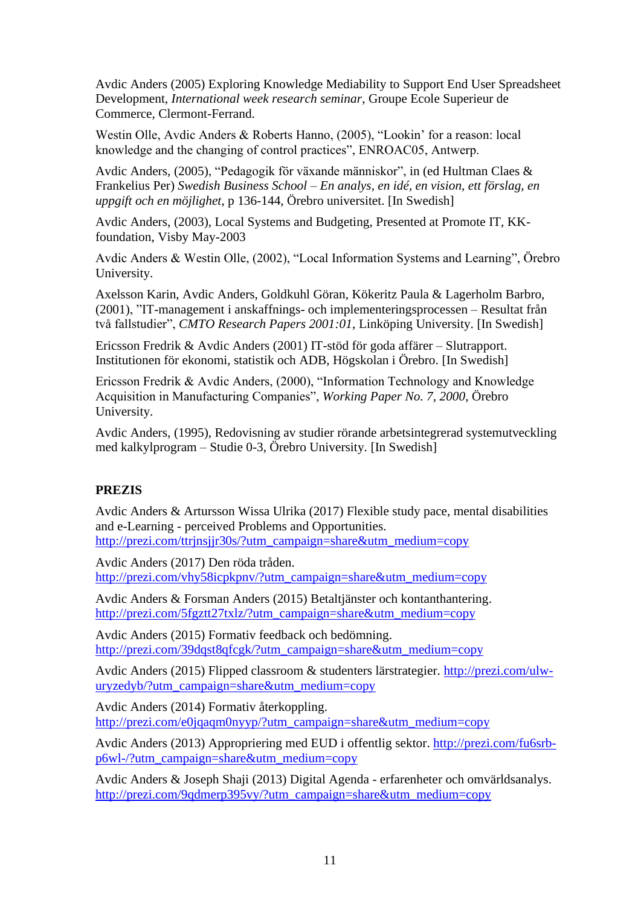Avdic Anders (2005) Exploring Knowledge Mediability to Support End User Spreadsheet Development, *International week research seminar*, Groupe Ecole Superieur de Commerce, Clermont-Ferrand.

Westin Olle, Avdic Anders & Roberts Hanno, (2005), "Lookin' for a reason: local knowledge and the changing of control practices", ENROAC05, Antwerp.

Avdic Anders, (2005), "Pedagogik för växande människor", in (ed Hultman Claes & Frankelius Per) *Swedish Business School – En analys, en idé, en vision, ett förslag, en uppgift och en möjlighet*, p 136-144, Örebro universitet. [In Swedish]

Avdic Anders, (2003), Local Systems and Budgeting, Presented at Promote IT, KK-foundation, Visby May-2003

Avdic Anders & Westin Olle, (2002), "Local Information Systems and Learning", Örebro University.

Axelsson Karin, Avdic Anders, Goldkuhl Göran, Kökeritz Paula & Lagerholm Barbro, (2001), "IT-management i anskaffnings- och implementeringsprocessen – Resultat från två fallstudier", *CMTO Research Papers 2001:01,* Linköping University. [In Swedish]

Ericsson Fredrik & Avdic Anders (2001) IT-stöd för goda affärer – Slutrapport. Institutionen för ekonomi, statistik och ADB, Högskolan i Örebro. [In Swedish]

Ericsson Fredrik & Avdic Anders, (2000), "Information Technology and Knowledge Acquisition in Manufacturing Companies", *Working Paper No. 7, 2000,* Örebro University.

Avdic Anders, (1995), Redovisning av studier rörande arbetsintegrerad systemutveckling med kalkylprogram – Studie 0-3, Örebro University. [In Swedish]

## PREZIS

Avdic Anders & Artursson Wissa Ulrika (2017) Flexible study pace, mental disabilities and e-Learning - perceived Problems and Opportunities. http://prezi.com/ttrjnsjjr30s/?utm_campaign=share&utm_medium=copy

Avdic Anders (2017) Den röda tråden. http://prezi.com/vhy58icpkpnv/?utm_campaign=share&utm_medium=copy

Avdic Anders & Forsman Anders (2015) Betaltjänster och kontanthantering. http://prezi.com/5fgztt27txlz/?utm_campaign=share&utm_medium=copy

Avdic Anders (2015) Formativ feedback och bedömning. http://prezi.com/39dqst8qfcgk/?utm_campaign=share&utm_medium=copy

Avdic Anders (2015) Flipped classroom & studenters lärstrategier. http://prezi.com/ulw-uryzedyb/?utm_campaign=share&utm_medium=copy

Avdic Anders (2014) Formativ återkoppling. http://prezi.com/e0jqaqm0nyyp/?utm_campaign=share&utm_medium=copy

Avdic Anders (2013) Appropriering med EUD i offentlig sektor. http://prezi.com/fu6srb-p6wl-/?utm_campaign=share&utm_medium=copy

Avdic Anders & Joseph Shaji (2013) Digital Agenda - erfarenheter och omvärldsanalys. http://prezi.com/9qdmerp395vy/?utm_campaign=share&utm_medium=copy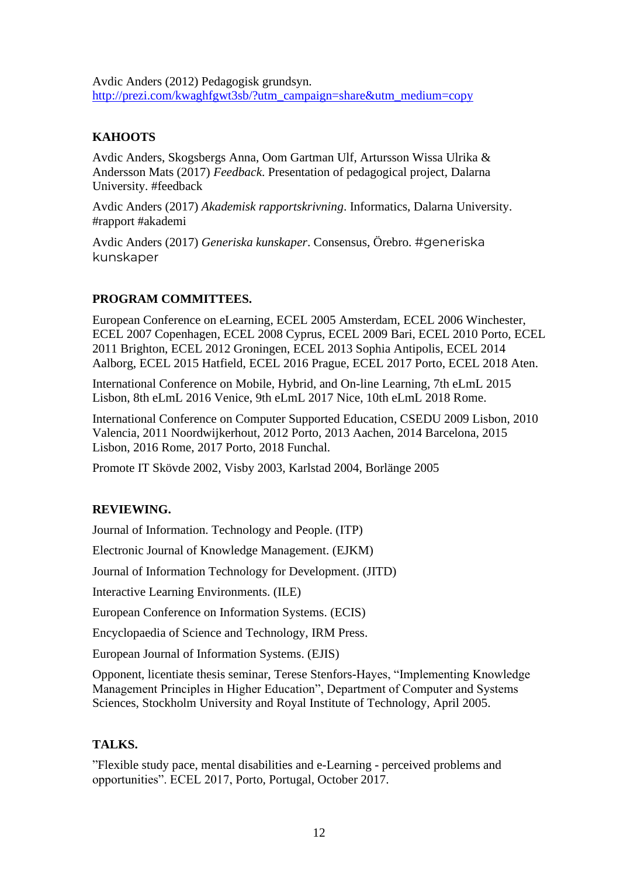Avdic Anders (2012) Pedagogisk grundsyn. http://prezi.com/kwaghfgwt3sb/?utm_campaign=share&utm_medium=copy

## KAHOOTS

Avdic Anders, Skogsbergs Anna, Oom Gartman Ulf, Artursson Wissa Ulrika & Andersson Mats (2017) *Feedback*. Presentation of pedagogical project, Dalarna University. #feedback

Avdic Anders (2017) *Akademisk rapportskrivning*. Informatics, Dalarna University. #rapport #akademi

Avdic Anders (2017) *Generiska kunskaper*. Consensus, Örebro. #generiska kunskaper

## PROGRAM COMMITTEES.

European Conference on eLearning, ECEL 2005 Amsterdam, ECEL 2006 Winchester, ECEL 2007 Copenhagen, ECEL 2008 Cyprus, ECEL 2009 Bari, ECEL 2010 Porto, ECEL 2011 Brighton, ECEL 2012 Groningen, ECEL 2013 Sophia Antipolis, ECEL 2014 Aalborg, ECEL 2015 Hatfield, ECEL 2016 Prague, ECEL 2017 Porto, ECEL 2018 Aten.

International Conference on Mobile, Hybrid, and On-line Learning, 7th eLmL 2015 Lisbon, 8th eLmL 2016 Venice, 9th eLmL 2017 Nice, 10th eLmL 2018 Rome.

International Conference on Computer Supported Education, CSEDU 2009 Lisbon, 2010 Valencia, 2011 Noordwijkerhout, 2012 Porto, 2013 Aachen, 2014 Barcelona, 2015 Lisbon, 2016 Rome, 2017 Porto, 2018 Funchal.

Promote IT Skövde 2002, Visby 2003, Karlstad 2004, Borlänge 2005

## REVIEWING.

Journal of Information. Technology and People. (ITP)

Electronic Journal of Knowledge Management. (EJKM)

Journal of Information Technology for Development. (JITD)

Interactive Learning Environments. (ILE)

European Conference on Information Systems. (ECIS)

Encyclopaedia of Science and Technology, IRM Press.

European Journal of Information Systems. (EJIS)

Opponent, licentiate thesis seminar, Terese Stenfors-Hayes, "Implementing Knowledge Management Principles in Higher Education", Department of Computer and Systems Sciences, Stockholm University and Royal Institute of Technology, April 2005.

## TALKS.

"Flexible study pace, mental disabilities and e-Learning - perceived problems and opportunities". ECEL 2017, Porto, Portugal, October 2017.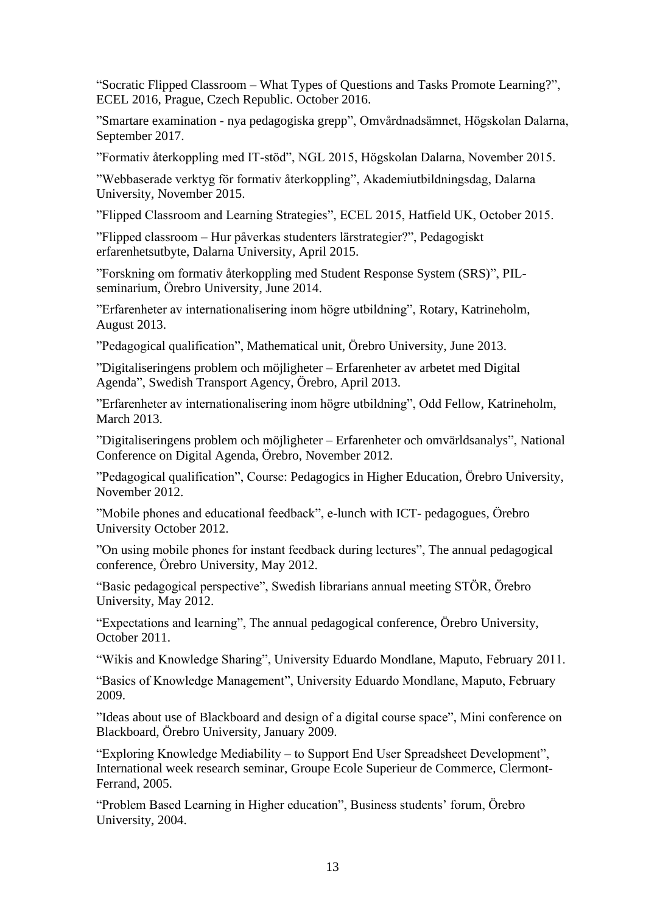“Socratic Flipped Classroom – What Types of Questions and Tasks Promote Learning?”, ECEL 2016, Prague, Czech Republic. October 2016.

”Smartare examination - nya pedagogiska grepp”, Omvårdnadsämnet, Högskolan Dalarna, September 2017.

”Formativ återkoppling med IT-stöd”, NGL 2015, Högskolan Dalarna, November 2015.

”Webbaserade verktyg för formativ återkoppling”, Akademiutbildningsdag, Dalarna University, November 2015.

”Flipped Classroom and Learning Strategies”, ECEL 2015, Hatfield UK, October 2015.

”Flipped classroom – Hur påverkas studenters lärstrategier?”, Pedagogiskt erfarenhetsutbyte, Dalarna University, April 2015.

”Forskning om formativ återkoppling med Student Response System (SRS)”, PIL-seminarium, Örebro University, June 2014.

”Erfarenheter av internationalisering inom högre utbildning”, Rotary, Katrineholm, August 2013.

”Pedagogical qualification”, Mathematical unit, Örebro University, June 2013.

”Digitaliseringens problem och möjligheter – Erfarenheter av arbetet med Digital Agenda”, Swedish Transport Agency, Örebro, April 2013.

”Erfarenheter av internationalisering inom högre utbildning”, Odd Fellow, Katrineholm, March 2013.

”Digitaliseringens problem och möjligheter – Erfarenheter och omvärldsanalys”, National Conference on Digital Agenda, Örebro, November 2012.

”Pedagogical qualification”, Course: Pedagogics in Higher Education, Örebro University, November 2012.

”Mobile phones and educational feedback”, e-lunch with ICT- pedagogues, Örebro University October 2012.

”On using mobile phones for instant feedback during lectures”, The annual pedagogical conference, Örebro University, May 2012.

“Basic pedagogical perspective”, Swedish librarians annual meeting STÖR, Örebro University, May 2012.

“Expectations and learning”, The annual pedagogical conference, Örebro University, October 2011.

“Wikis and Knowledge Sharing”, University Eduardo Mondlane, Maputo, February 2011.

“Basics of Knowledge Management”, University Eduardo Mondlane, Maputo, February 2009.

”Ideas about use of Blackboard and design of a digital course space”, Mini conference on Blackboard, Örebro University, January 2009.

“Exploring Knowledge Mediability – to Support End User Spreadsheet Development”, International week research seminar, Groupe Ecole Superieur de Commerce, Clermont-Ferrand, 2005.

“Problem Based Learning in Higher education”, Business students’ forum, Örebro University, 2004.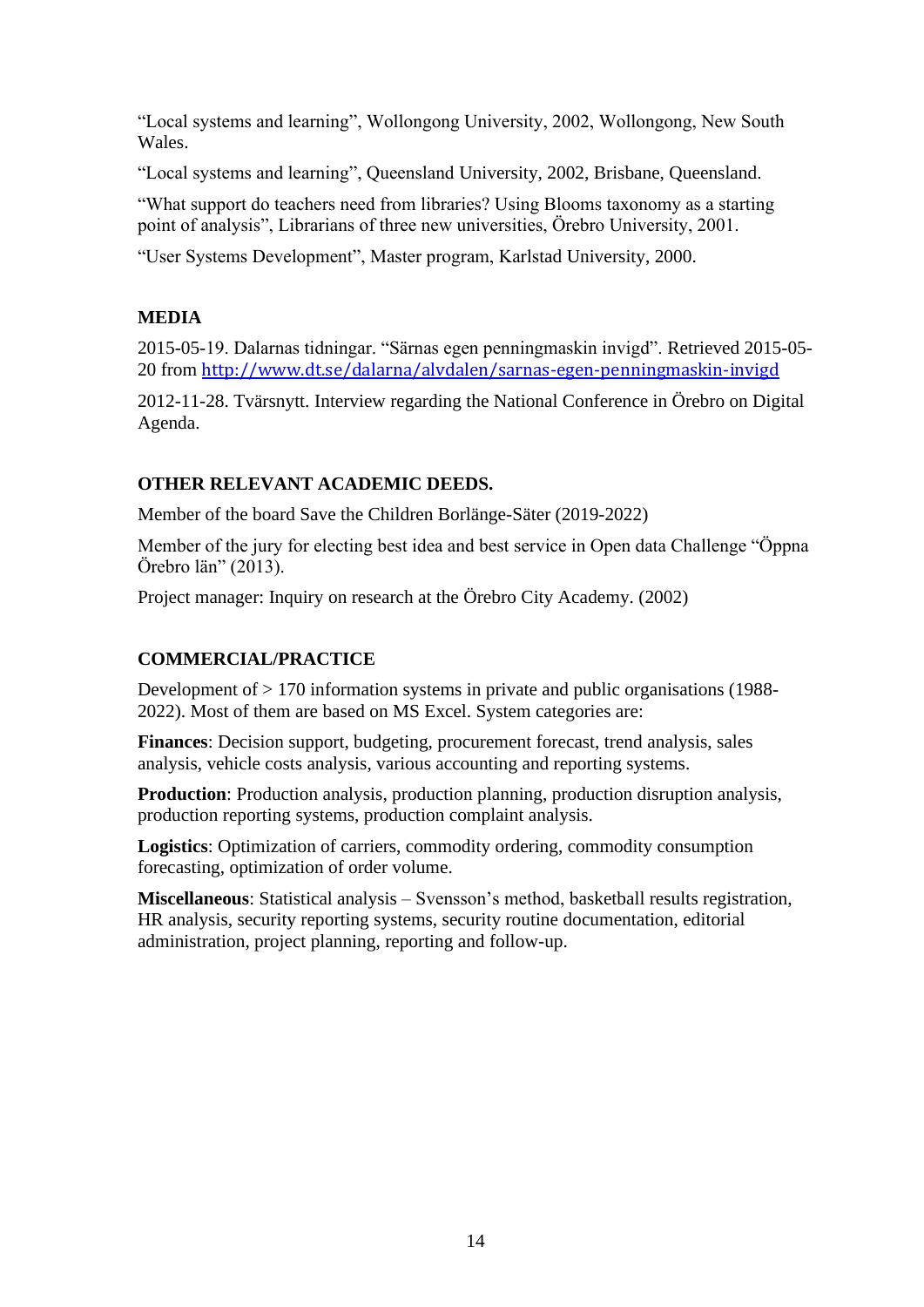“Local systems and learning”, Wollongong University, 2002, Wollongong, New South Wales.

“Local systems and learning”, Queensland University, 2002, Brisbane, Queensland.

“What support do teachers need from libraries? Using Blooms taxonomy as a starting point of analysis”, Librarians of three new universities, Örebro University, 2001.

“User Systems Development”, Master program, Karlstad University, 2000.

## MEDIA

2015-05-19. Dalarnas tidningar. “Särnas egen penningmaskin invigd”. Retrieved 2015-05-20 from http://www.dt.se/dalarna/alvdalen/sarnas-egen-penningmaskin-invigd

2012-11-28. Tvärsnytt. Interview regarding the National Conference in Örebro on Digital Agenda.

## OTHER RELEVANT ACADEMIC DEEDS.

Member of the board Save the Children Borlänge-Säter (2019-2022)

Member of the jury for electing best idea and best service in Open data Challenge “Öppna Örebro län” (2013).

Project manager: Inquiry on research at the Örebro City Academy. (2002)

## COMMERCIAL/PRACTICE

Development of > 170 information systems in private and public organisations (1988-2022). Most of them are based on MS Excel. System categories are:

**Finances**: Decision support, budgeting, procurement forecast, trend analysis, sales analysis, vehicle costs analysis, various accounting and reporting systems.

**Production**: Production analysis, production planning, production disruption analysis, production reporting systems, production complaint analysis.

**Logistics**: Optimization of carriers, commodity ordering, commodity consumption forecasting, optimization of order volume.

**Miscellaneous**: Statistical analysis – Svensson’s method, basketball results registration, HR analysis, security reporting systems, security routine documentation, editorial administration, project planning, reporting and follow-up.